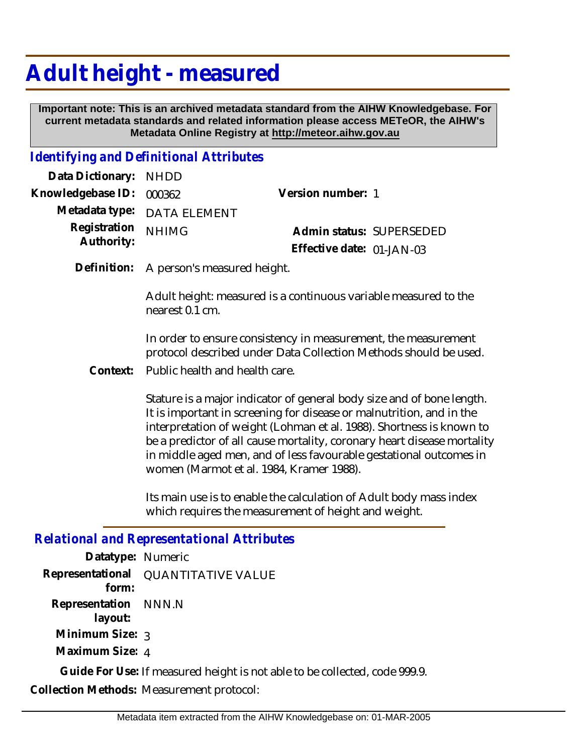# Adult height - measured

**Important note: This is an archived metadata standard from the AIHW Knowledgebase. For current metadata standards and related information please access METeOR, the AIHW's Metadata Online Registry at http://meteor.aihw.gov.au**

## *Identifying and Definitional Attributes*

**Data Dictionary:** NHDD

**Knowledgebase ID:** 000362

**Version number:** 1

**Metadata type:** DATA ELEMENT

**Registration Authority:** NHIMG

**Admin status:** SUPERSEDED

**Effective date:** 01-JAN-03

**Definition:** A person's measured height.

Adult height: measured is a continuous variable measured to the nearest 0.1 cm.

In order to ensure consistency in measurement, the measurement protocol described under Data Collection Methods should be used.

**Context:** Public health and health care.

Stature is a major indicator of general body size and of bone length. It is important in screening for disease or malnutrition, and in the interpretation of weight (Lohman et al. 1988). Shortness is known to be a predictor of all cause mortality, coronary heart disease mortality in middle aged men, and of less favourable gestational outcomes in women (Marmot et al. 1984, Kramer 1988).

Its main use is to enable the calculation of Adult body mass index which requires the measurement of height and weight.

## *Relational and Representational Attributes*

**Datatype:** Numeric

**Representational form:** QUANTITATIVE VALUE

**Representation layout:** NNN.N

**Minimum Size:** 3

**Maximum Size:** 4

**Guide For Use:** If measured height is not able to be collected, code 999.9.

**Collection Methods:** Measurement protocol: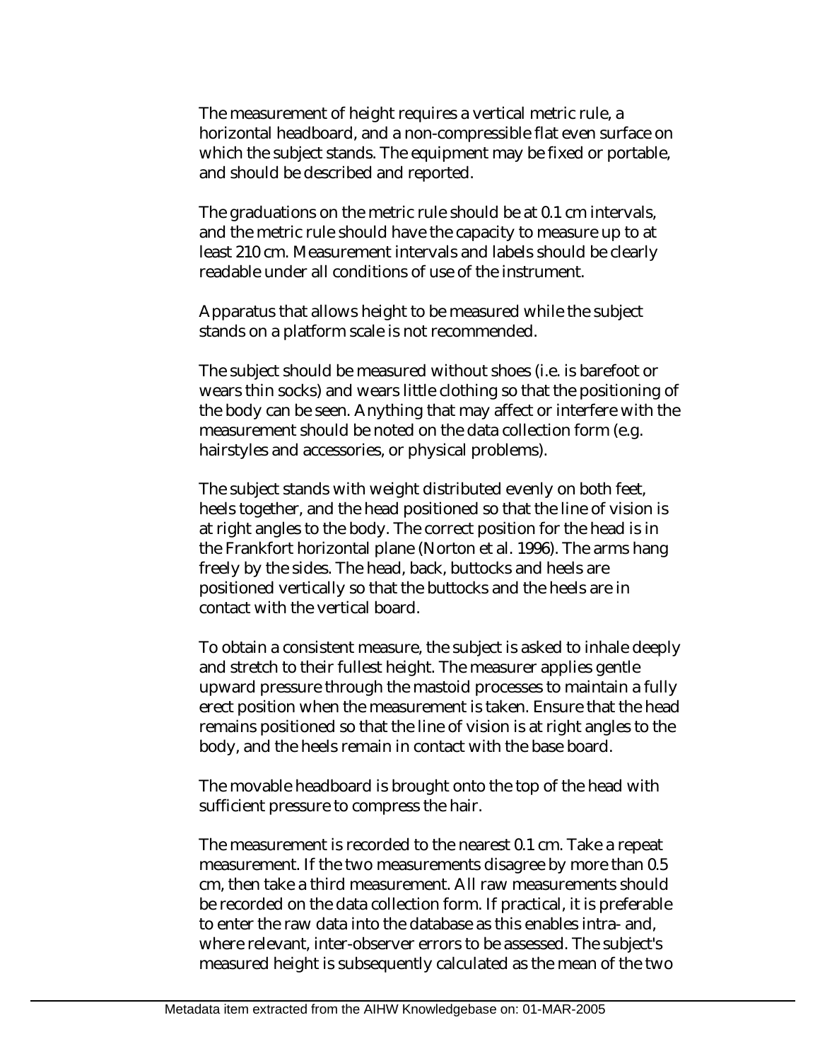The measurement of height requires a vertical metric rule, a horizontal headboard, and a non-compressible flat even surface on which the subject stands. The equipment may be fixed or portable, and should be described and reported.

The graduations on the metric rule should be at 0.1 cm intervals, and the metric rule should have the capacity to measure up to at least 210 cm. Measurement intervals and labels should be clearly readable under all conditions of use of the instrument.

Apparatus that allows height to be measured while the subject stands on a platform scale is not recommended.

The subject should be measured without shoes (i.e. is barefoot or wears thin socks) and wears little clothing so that the positioning of the body can be seen. Anything that may affect or interfere with the measurement should be noted on the data collection form (e.g. hairstyles and accessories, or physical problems).

The subject stands with weight distributed evenly on both feet, heels together, and the head positioned so that the line of vision is at right angles to the body. The correct position for the head is in the Frankfort horizontal plane (Norton et al. 1996). The arms hang freely by the sides. The head, back, buttocks and heels are positioned vertically so that the buttocks and the heels are in contact with the vertical board.

To obtain a consistent measure, the subject is asked to inhale deeply and stretch to their fullest height. The measurer applies gentle upward pressure through the mastoid processes to maintain a fully erect position when the measurement is taken. Ensure that the head remains positioned so that the line of vision is at right angles to the body, and the heels remain in contact with the base board.

The movable headboard is brought onto the top of the head with sufficient pressure to compress the hair.

The measurement is recorded to the nearest 0.1 cm. Take a repeat measurement. If the two measurements disagree by more than 0.5 cm, then take a third measurement. All raw measurements should be recorded on the data collection form. If practical, it is preferable to enter the raw data into the database as this enables intra- and, where relevant, inter-observer errors to be assessed. The subject's measured height is subsequently calculated as the mean of the two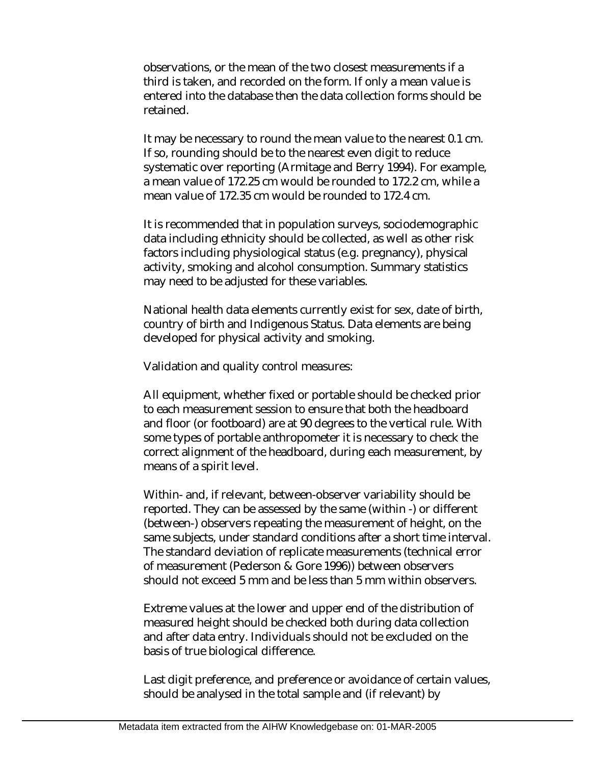observations, or the mean of the two closest measurements if a third is taken, and recorded on the form. If only a mean value is entered into the database then the data collection forms should be retained.

It may be necessary to round the mean value to the nearest 0.1 cm. If so, rounding should be to the nearest even digit to reduce systematic over reporting (Armitage and Berry 1994). For example, a mean value of 172.25 cm would be rounded to 172.2 cm, while a mean value of 172.35 cm would be rounded to 172.4 cm.

It is recommended that in population surveys, sociodemographic data including ethnicity should be collected, as well as other risk factors including physiological status (e.g. pregnancy), physical activity, smoking and alcohol consumption. Summary statistics may need to be adjusted for these variables.

National health data elements currently exist for sex, date of birth, country of birth and Indigenous Status. Data elements are being developed for physical activity and smoking.

Validation and quality control measures:

All equipment, whether fixed or portable should be checked prior to each measurement session to ensure that both the headboard and floor (or footboard) are at 90 degrees to the vertical rule. With some types of portable anthropometer it is necessary to check the correct alignment of the headboard, during each measurement, by means of a spirit level.

Within- and, if relevant, between-observer variability should be reported. They can be assessed by the same (within -) or different (between-) observers repeating the measurement of height, on the same subjects, under standard conditions after a short time interval. The standard deviation of replicate measurements (technical error of measurement (Pederson & Gore 1996)) between observers should not exceed 5 mm and be less than 5 mm within observers.

Extreme values at the lower and upper end of the distribution of measured height should be checked both during data collection and after data entry. Individuals should not be excluded on the basis of true biological difference.

Last digit preference, and preference or avoidance of certain values, should be analysed in the total sample and (if relevant) by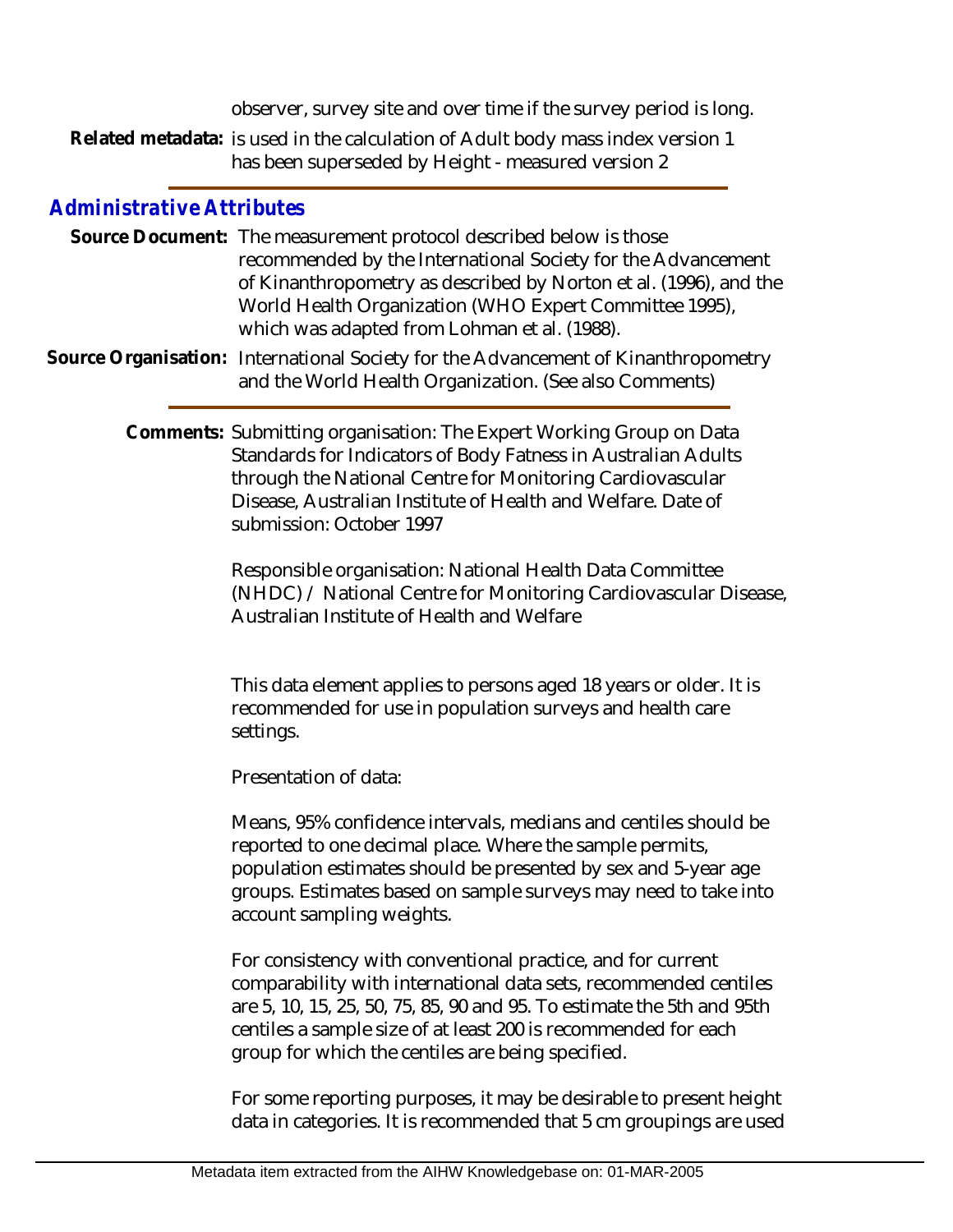observer, survey site and over time if the survey period is long.

**Related metadata:** is used in the calculation of Adult body mass index version 1
has been superseded by Height - measured version 2

## Administrative Attributes

**Source Document:** The measurement protocol described below is those recommended by the International Society for the Advancement of Kinanthropometry as described by Norton et al. (1996), and the World Health Organization (WHO Expert Committee 1995), which was adapted from Lohman et al. (1988).

**Source Organisation:** International Society for the Advancement of Kinanthropometry and the World Health Organization. (See also Comments)

**Comments:** Submitting organisation: The Expert Working Group on Data Standards for Indicators of Body Fatness in Australian Adults through the National Centre for Monitoring Cardiovascular Disease, Australian Institute of Health and Welfare. Date of submission: October 1997

Responsible organisation: National Health Data Committee (NHDC) / National Centre for Monitoring Cardiovascular Disease, Australian Institute of Health and Welfare

This data element applies to persons aged 18 years or older. It is recommended for use in population surveys and health care settings.

Presentation of data:

Means, 95% confidence intervals, medians and centiles should be reported to one decimal place. Where the sample permits, population estimates should be presented by sex and 5-year age groups. Estimates based on sample surveys may need to take into account sampling weights.

For consistency with conventional practice, and for current comparability with international data sets, recommended centiles are 5, 10, 15, 25, 50, 75, 85, 90 and 95. To estimate the 5th and 95th centiles a sample size of at least 200 is recommended for each group for which the centiles are being specified.

For some reporting purposes, it may be desirable to present height data in categories. It is recommended that 5 cm groupings are used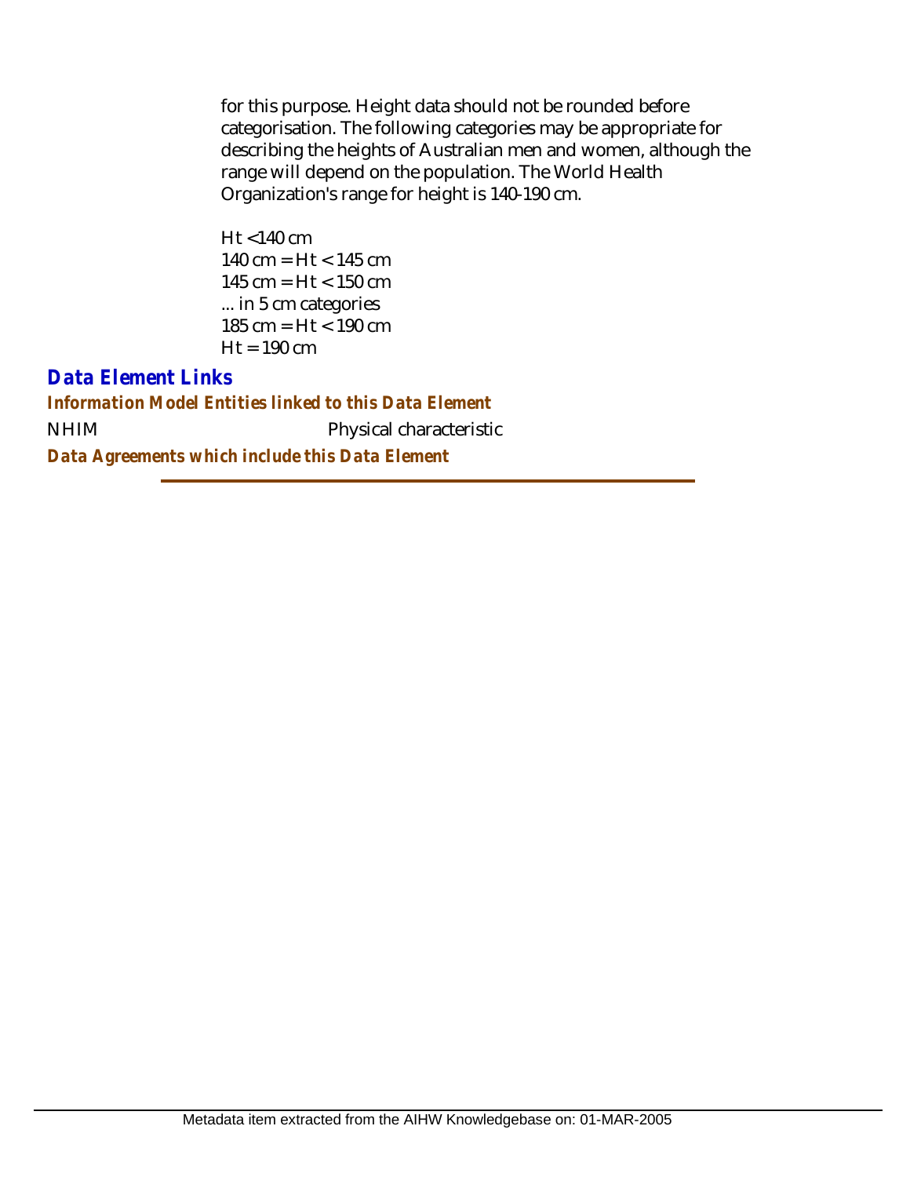for this purpose. Height data should not be rounded before categorisation. The following categories may be appropriate for describing the heights of Australian men and women, although the range will depend on the population. The World Health Organization's range for height is 140-190 cm.

Ht <140 cm  
140 cm = Ht < 145 cm  
145 cm = Ht < 150 cm  
... in 5 cm categories  
185 cm = Ht < 190 cm  
Ht = 190 cm

## Data Element Links

### Information Model Entities linked to this Data Element

NHIM  Physical characteristic

### Data Agreements which include this Data Element

Metadata item extracted from the AIHW Knowledgebase on: 01-MAR-2005